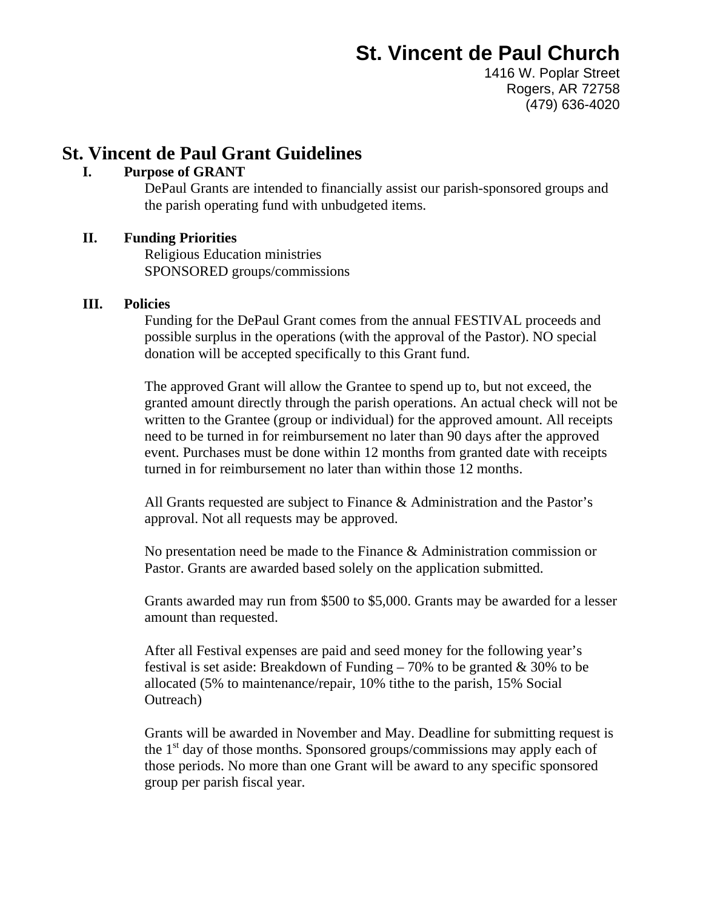# St. Vincent de Paul Church

1416 W. Poplar Street
Rogers, AR 72758
(479) 636-4020

## St. Vincent de Paul Grant Guidelines

### I. Purpose of GRANT

DePaul Grants are intended to financially assist our parish-sponsored groups and the parish operating fund with unbudgeted items.

### II. Funding Priorities

Religious Education ministries
SPONSORED groups/commissions

### III. Policies

Funding for the DePaul Grant comes from the annual FESTIVAL proceeds and possible surplus in the operations (with the approval of the Pastor). NO special donation will be accepted specifically to this Grant fund.

The approved Grant will allow the Grantee to spend up to, but not exceed, the granted amount directly through the parish operations. An actual check will not be written to the Grantee (group or individual) for the approved amount. All receipts need to be turned in for reimbursement no later than 90 days after the approved event. Purchases must be done within 12 months from granted date with receipts turned in for reimbursement no later than within those 12 months.

All Grants requested are subject to Finance & Administration and the Pastor's approval. Not all requests may be approved.

No presentation need be made to the Finance & Administration commission or Pastor. Grants are awarded based solely on the application submitted.

Grants awarded may run from $500 to $5,000. Grants may be awarded for a lesser amount than requested.

After all Festival expenses are paid and seed money for the following year's festival is set aside: Breakdown of Funding – 70% to be granted & 30% to be allocated (5% to maintenance/repair, 10% tithe to the parish, 15% Social Outreach)

Grants will be awarded in November and May. Deadline for submitting request is the 1st day of those months. Sponsored groups/commissions may apply each of those periods. No more than one Grant will be award to any specific sponsored group per parish fiscal year.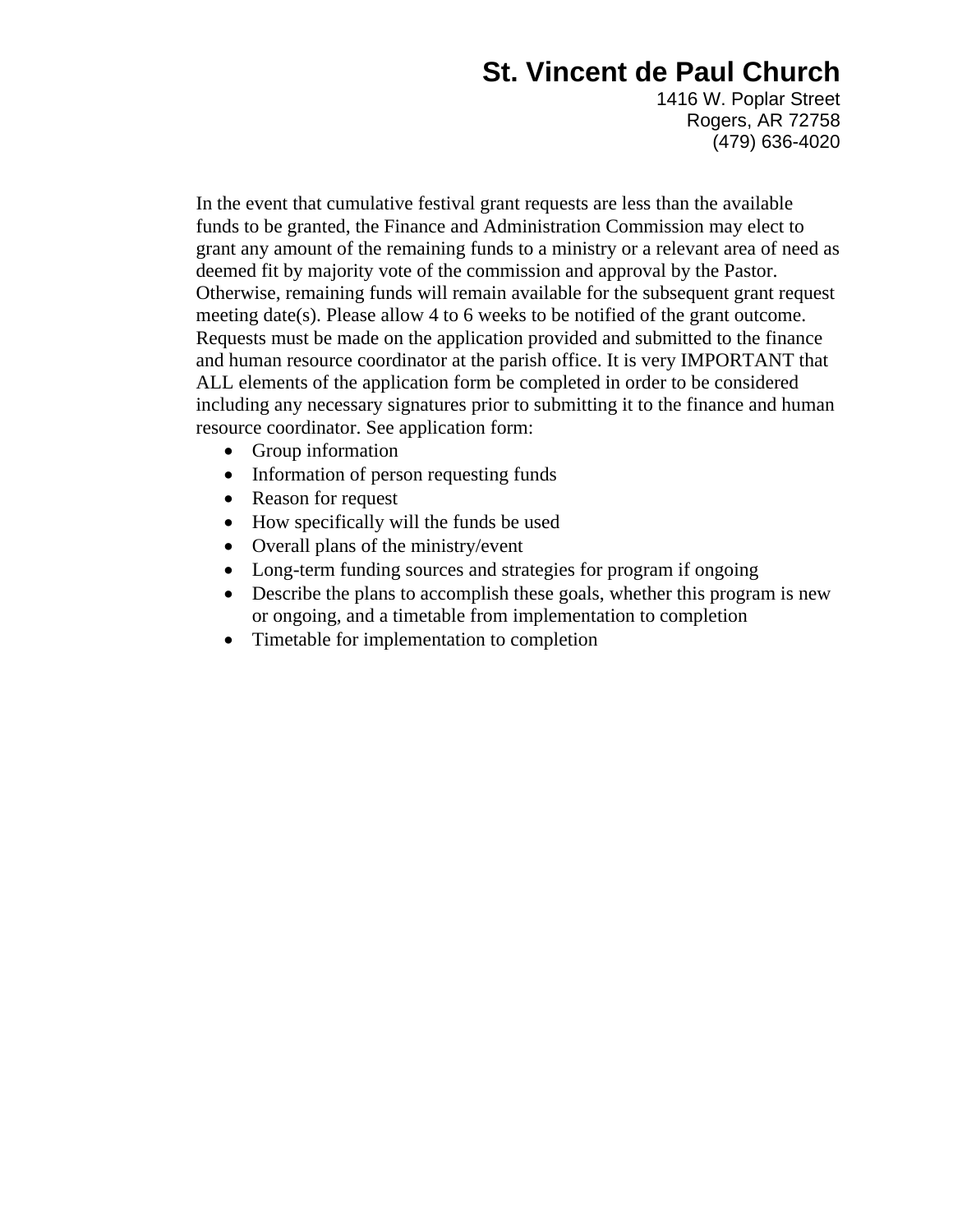**St. Vincent de Paul Church**
1416 W. Poplar Street
Rogers, AR 72758
(479) 636-4020

In the event that cumulative festival grant requests are less than the available funds to be granted, the Finance and Administration Commission may elect to grant any amount of the remaining funds to a ministry or a relevant area of need as deemed fit by majority vote of the commission and approval by the Pastor. Otherwise, remaining funds will remain available for the subsequent grant request meeting date(s). Please allow 4 to 6 weeks to be notified of the grant outcome. Requests must be made on the application provided and submitted to the finance and human resource coordinator at the parish office. It is very IMPORTANT that ALL elements of the application form be completed in order to be considered including any necessary signatures prior to submitting it to the finance and human resource coordinator. See application form:

- Group information
- Information of person requesting funds
- Reason for request
- How specifically will the funds be used
- Overall plans of the ministry/event
- Long-term funding sources and strategies for program if ongoing
- Describe the plans to accomplish these goals, whether this program is new or ongoing, and a timetable from implementation to completion
- Timetable for implementation to completion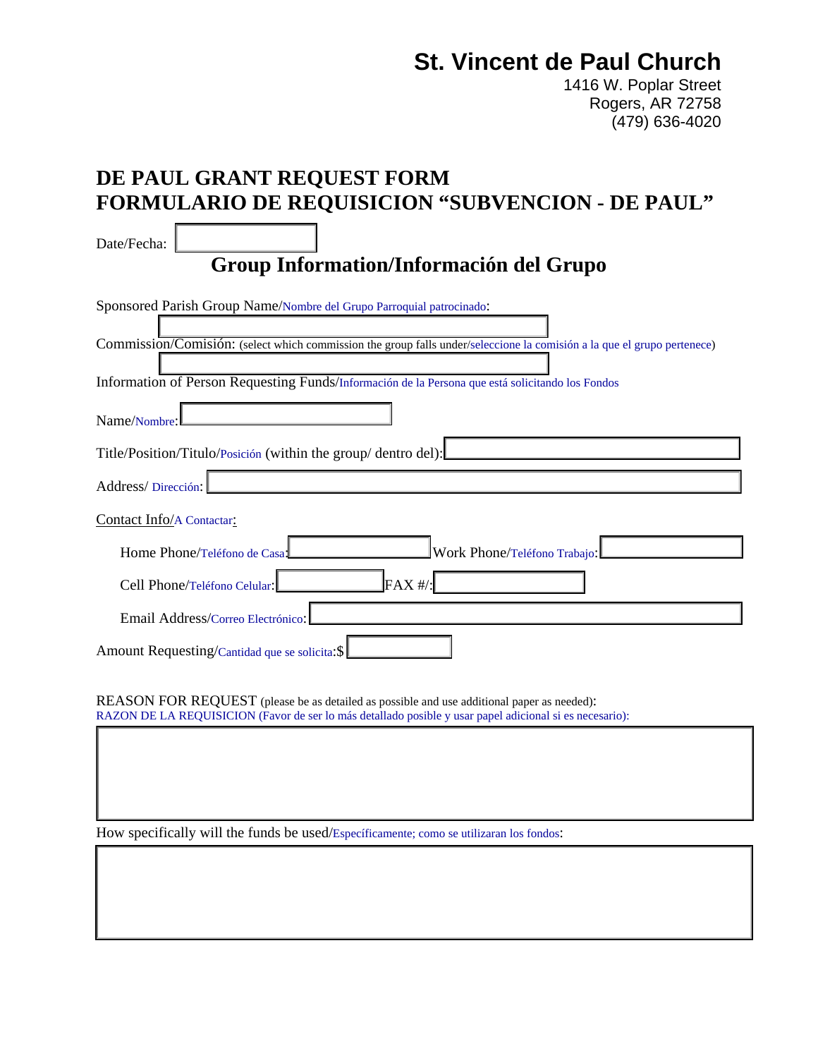# St. Vincent de Paul Church

1416 W. Poplar Street
Rogers, AR 72758
(479) 636-4020

## DE PAUL GRANT REQUEST FORM
## FORMULARIO DE REQUISICION "SUBVENCION - DE PAUL"

Date/Fecha:

### Group Information/Información del Grupo

Sponsored Parish Group Name/Nombre del Grupo Parroquial patrocinado:

Commission/Comisión: (select which commission the group falls under/seleccione la comisión a la que el grupo pertenece)

Information of Person Requesting Funds/Información de la Persona que está solicitando los Fondos

Name/Nombre:

Title/Position/Titulo/Posición (within the group/ dentro del):

Address/ Dirección:

Contact Info/A Contactar:

Home Phone/Teléfono de Casa: Work Phone/Teléfono Trabajo:

Cell Phone/Teléfono Celular: FAX #/:

Email Address/Correo Electrónico:

Amount Requesting/Cantidad que se solicita:$

REASON FOR REQUEST (please be as detailed as possible and use additional paper as needed):
RAZON DE LA REQUISICION (Favor de ser lo más detallado posible y usar papel adicional si es necesario):

How specifically will the funds be used/Específicamente; como se utilizaran los fondos: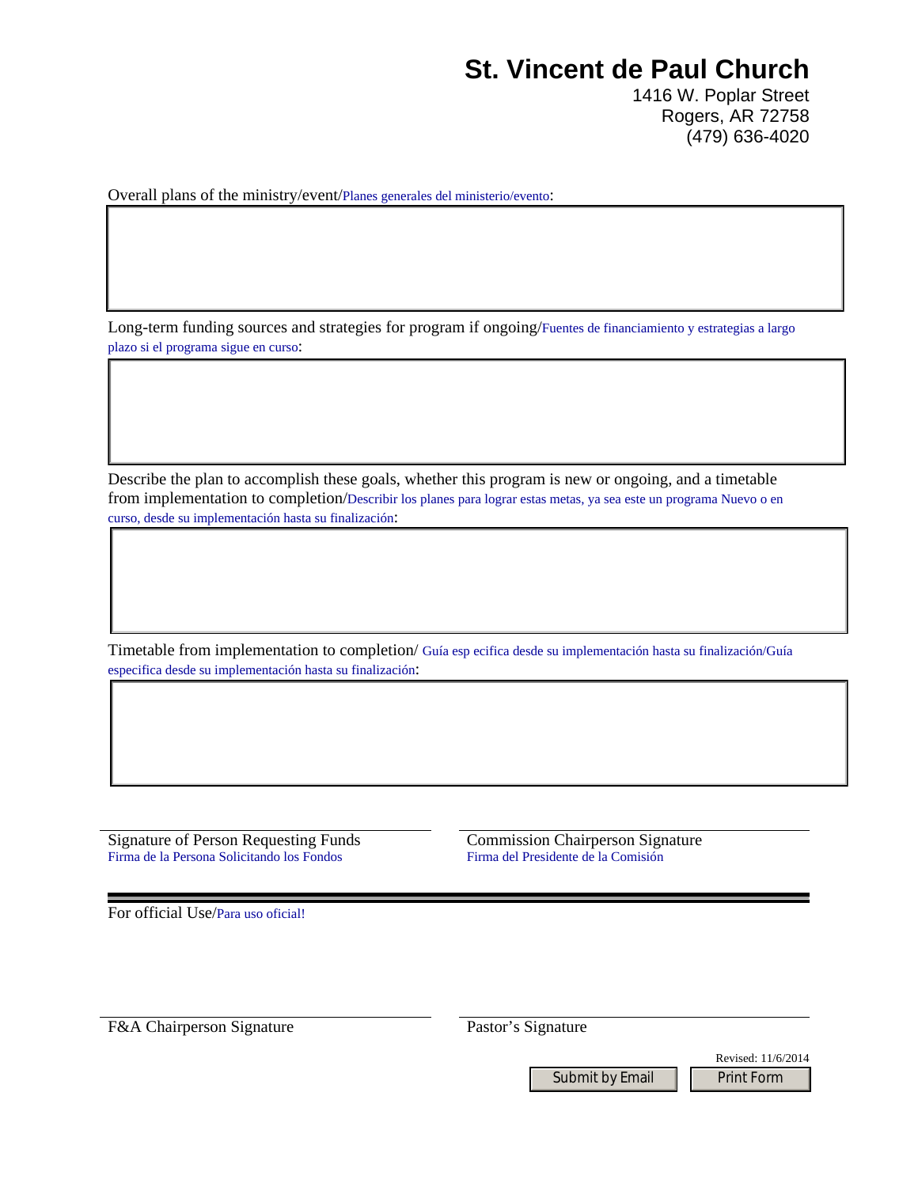# St. Vincent de Paul Church

1416 W. Poplar Street
Rogers, AR 72758
(479) 636-4020

Overall plans of the ministry/event/Planes generales del ministerio/evento:

Long-term funding sources and strategies for program if ongoing/Fuentes de financiamiento y estrategias a largo plazo si el programa sigue en curso:

Describe the plan to accomplish these goals, whether this program is new or ongoing, and a timetable from implementation to completion/Describir los planes para lograr estas metas, ya sea este un programa Nuevo o en curso, desde su implementación hasta su finalización:

Timetable from implementation to completion/ Guía esp ecifica desde su implementación hasta su finalización/Guía especifica desde su implementación hasta su finalización:

Signature of Person Requesting Funds
Firma de la Persona Solicitando los Fondos

Commission Chairperson Signature
Firma del Presidente de la Comisión

---

For official Use/Para uso oficial!

F&A Chairperson Signature

Pastor's Signature

Revised: 11/6/2014

Submit by Email | Print Form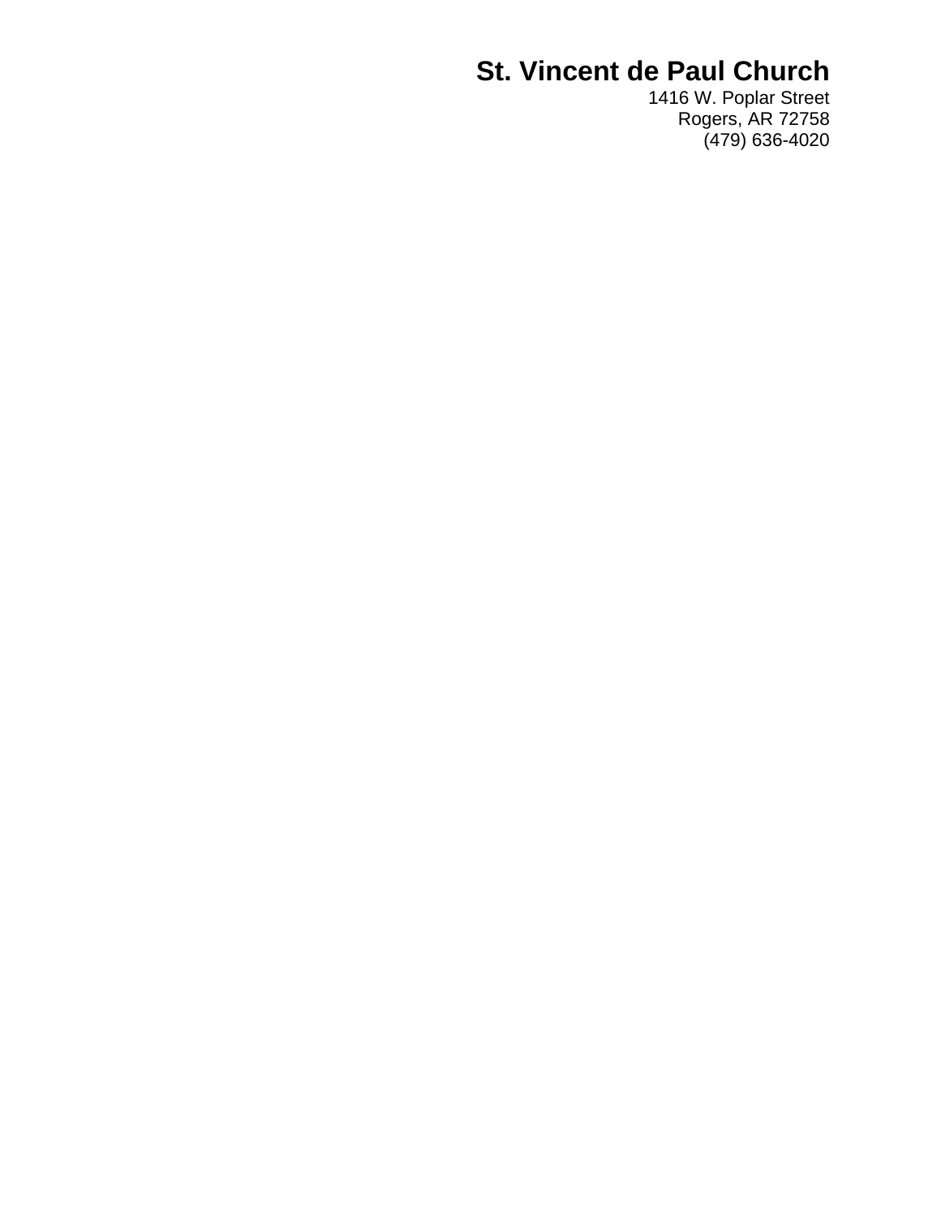**St. Vincent de Paul Church**

1416 W. Poplar Street
Rogers, AR 72758
(479) 636-4020